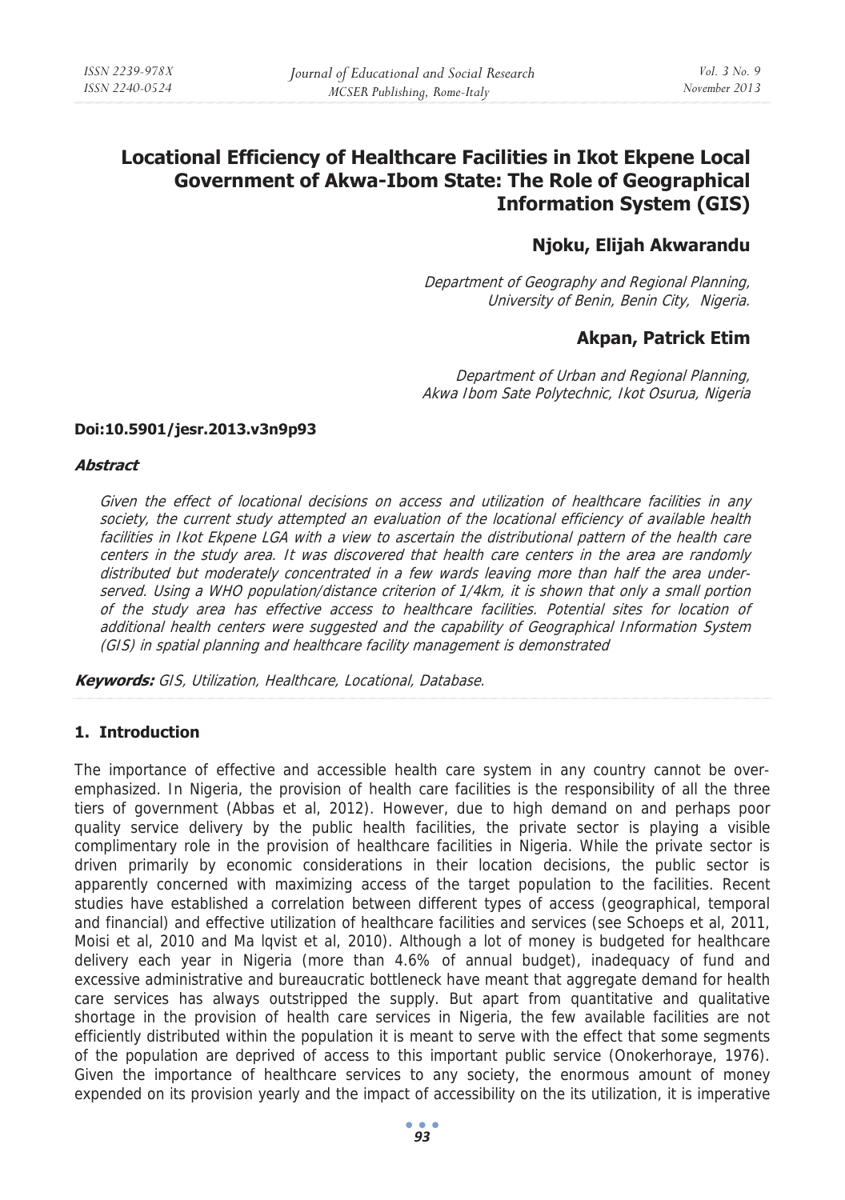# Locational Efficiency of Healthcare Facilities in Ikot Ekpene Local Government of Akwa-Ibom State: The Role of Geographical Information System (GIS)

## Njoku, Elijah Akwarandu

*Department of Geography and Regional Planning, University of Benin, Benin City, Nigeria.*

## Akpan, Patrick Etim

*Department of Urban and Regional Planning, Akwa Ibom Sate Polytechnic, Ikot Osurua, Nigeria*

**Doi:10.5901/jesr.2013.v3n9p93**

***Abstract***

*Given the effect of locational decisions on access and utilization of healthcare facilities in any society, the current study attempted an evaluation of the locational efficiency of available health facilities in Ikot Ekpene LGA with a view to ascertain the distributional pattern of the health care centers in the study area. It was discovered that health care centers in the area are randomly distributed but moderately concentrated in a few wards leaving more than half the area under-served. Using a WHO population/distance criterion of 1/4km, it is shown that only a small portion of the study area has effective access to healthcare facilities. Potential sites for location of additional health centers were suggested and the capability of Geographical Information System (GIS) in spatial planning and healthcare facility management is demonstrated*

***Keywords:*** *GIS, Utilization, Healthcare, Locational, Database.*

## 1. Introduction

The importance of effective and accessible health care system in any country cannot be over-emphasized. In Nigeria, the provision of health care facilities is the responsibility of all the three tiers of government (Abbas et al, 2012). However, due to high demand on and perhaps poor quality service delivery by the public health facilities, the private sector is playing a visible complimentary role in the provision of healthcare facilities in Nigeria. While the private sector is driven primarily by economic considerations in their location decisions, the public sector is apparently concerned with maximizing access of the target population to the facilities. Recent studies have established a correlation between different types of access (geographical, temporal and financial) and effective utilization of healthcare facilities and services (see Schoeps et al, 2011, Moisi et al, 2010 and Ma lqvist et al, 2010). Although a lot of money is budgeted for healthcare delivery each year in Nigeria (more than 4.6% of annual budget), inadequacy of fund and excessive administrative and bureaucratic bottleneck have meant that aggregate demand for health care services has always outstripped the supply. But apart from quantitative and qualitative shortage in the provision of health care services in Nigeria, the few available facilities are not efficiently distributed within the population it is meant to serve with the effect that some segments of the population are deprived of access to this important public service (Onokerhoraye, 1976). Given the importance of healthcare services to any society, the enormous amount of money expended on its provision yearly and the impact of accessibility on the its utilization, it is imperative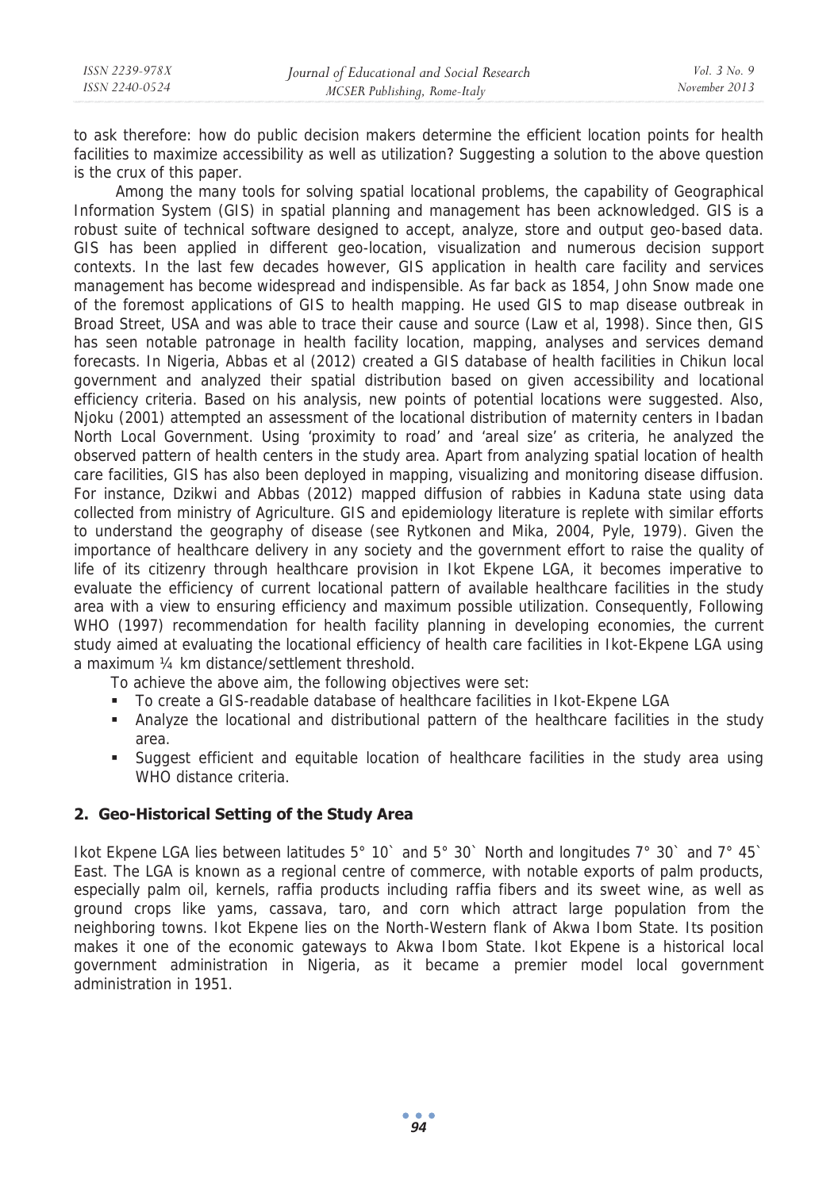to ask therefore: how do public decision makers determine the efficient location points for health facilities to maximize accessibility as well as utilization? Suggesting a solution to the above question is the crux of this paper.

Among the many tools for solving spatial locational problems, the capability of Geographical Information System (GIS) in spatial planning and management has been acknowledged. GIS is a robust suite of technical software designed to accept, analyze, store and output geo-based data. GIS has been applied in different geo-location, visualization and numerous decision support contexts. In the last few decades however, GIS application in health care facility and services management has become widespread and indispensible. As far back as 1854, John Snow made one of the foremost applications of GIS to health mapping. He used GIS to map disease outbreak in Broad Street, USA and was able to trace their cause and source (Law et al, 1998). Since then, GIS has seen notable patronage in health facility location, mapping, analyses and services demand forecasts. In Nigeria, Abbas et al (2012) created a GIS database of health facilities in Chikun local government and analyzed their spatial distribution based on given accessibility and locational efficiency criteria. Based on his analysis, new points of potential locations were suggested. Also, Njoku (2001) attempted an assessment of the locational distribution of maternity centers in Ibadan North Local Government. Using 'proximity to road' and 'areal size' as criteria, he analyzed the observed pattern of health centers in the study area. Apart from analyzing spatial location of health care facilities, GIS has also been deployed in mapping, visualizing and monitoring disease diffusion. For instance, Dzikwi and Abbas (2012) mapped diffusion of rabbies in Kaduna state using data collected from ministry of Agriculture. GIS and epidemiology literature is replete with similar efforts to understand the geography of disease (see Rytkonen and Mika, 2004, Pyle, 1979). Given the importance of healthcare delivery in any society and the government effort to raise the quality of life of its citizenry through healthcare provision in Ikot Ekpene LGA, it becomes imperative to evaluate the efficiency of current locational pattern of available healthcare facilities in the study area with a view to ensuring efficiency and maximum possible utilization. Consequently, Following WHO (1997) recommendation for health facility planning in developing economies, the current study aimed at evaluating the locational efficiency of health care facilities in Ikot-Ekpene LGA using a maximum ¼ km distance/settlement threshold.

To achieve the above aim, the following objectives were set:

- To create a GIS-readable database of healthcare facilities in Ikot-Ekpene LGA
- Analyze the locational and distributional pattern of the healthcare facilities in the study area.
- Suggest efficient and equitable location of healthcare facilities in the study area using WHO distance criteria.

## 2. Geo-Historical Setting of the Study Area

Ikot Ekpene LGA lies between latitudes 5° 10` and 5° 30` North and longitudes 7° 30` and 7° 45` East. The LGA is known as a regional centre of commerce, with notable exports of palm products, especially palm oil, kernels, raffia products including raffia fibers and its sweet wine, as well as ground crops like yams, cassava, taro, and corn which attract large population from the neighboring towns. Ikot Ekpene lies on the North-Western flank of Akwa Ibom State. Its position makes it one of the economic gateways to Akwa Ibom State. Ikot Ekpene is a historical local government administration in Nigeria, as it became a premier model local government administration in 1951.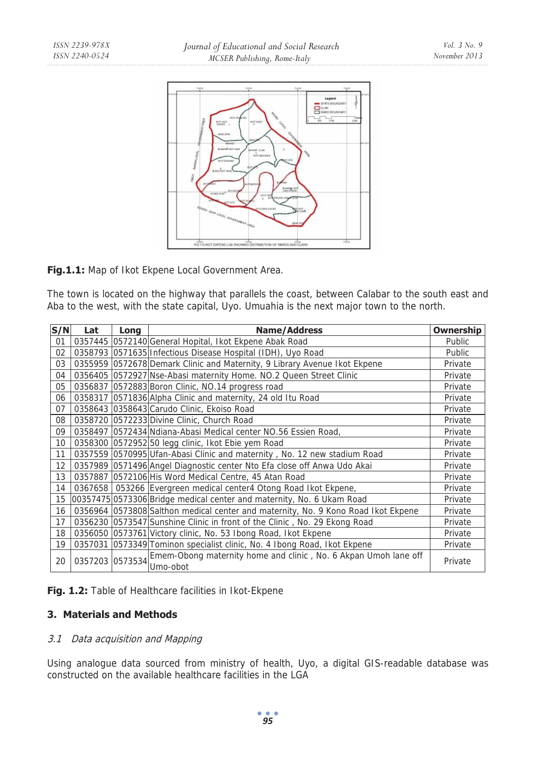Fig.1.1: Map of Ikot Ekpene Local Government Area.

The town is located on the highway that parallels the coast, between Calabar to the south east and Aba to the west, with the state capital, Uyo. Umuahia is the next major town to the north.

| S/N | Lat | Long | Name/Address | Ownership |
|---|---|---|---|---|
| 01 | 0357445 | 0572140 | General Hopital, Ikot Ekpene Abak Road | Public |
| 02 | 0358793 | 0571635 | Infectious Disease Hospital (IDH), Uyo Road | Public |
| 03 | 0355959 | 0572678 | Demark Clinic and Maternity, 9 Library Avenue Ikot Ekpene | Private |
| 04 | 0356405 | 0572927 | Nse-Abasi maternity Home. NO.2 Queen Street Clinic | Private |
| 05 | 0356837 | 0572883 | Boron Clinic, NO.14 progress road | Private |
| 06 | 0358317 | 0571836 | Alpha Clinic and maternity, 24 old Itu Road | Private |
| 07 | 0358643 | 0358643 | Carudo Clinic, Ekoiso Road | Private |
| 08 | 0358720 | 0572233 | Divine Clinic, Church Road | Private |
| 09 | 0358497 | 0572434 | Ndiana-Abasi Medical center NO.56 Essien Road, | Private |
| 10 | 0358300 | 0572952 | 50 legg clinic, Ikot Ebie yem Road | Private |
| 11 | 0357559 | 0570995 | Ufan-Abasi Clinic and maternity , No. 12 new stadium Road | Private |
| 12 | 0357989 | 0571496 | Angel Diagnostic center Nto Efa close off Anwa Udo Akai | Private |
| 13 | 0357887 | 0572106 | His Word Medical Centre, 45 Atan Road | Private |
| 14 | 0367658 | 053266 | Evergreen medical center4 Otong Road Ikot Ekpene, | Private |
| 15 | 00357475 | 0573306 | Bridge medical center and maternity, No. 6 Ukam Road | Private |
| 16 | 0356964 | 0573808 | Salthon medical center and maternity, No. 9 Kono Road Ikot Ekpene | Private |
| 17 | 0356230 | 0573547 | Sunshine Clinic in front of the Clinic , No. 29 Ekong Road | Private |
| 18 | 0356050 | 0573761 | Victory clinic, No. 53 Ibong Road, Ikot Ekpene | Private |
| 19 | 0357031 | 0573349 | Tominon specialist clinic, No. 4 Ibong Road, Ikot Ekpene | Private |
| 20 | 0357203 | 0573534 | Emem-Obong maternity home and clinic , No. 6 Akpan Umoh lane off Umo-obot | Private |

Fig. 1.2: Table of Healthcare facilities in Ikot-Ekpene

## 3. Materials and Methods

### *3.1 Data acquisition and Mapping*

Using analogue data sourced from ministry of health, Uyo, a digital GIS-readable database was constructed on the available healthcare facilities in the LGA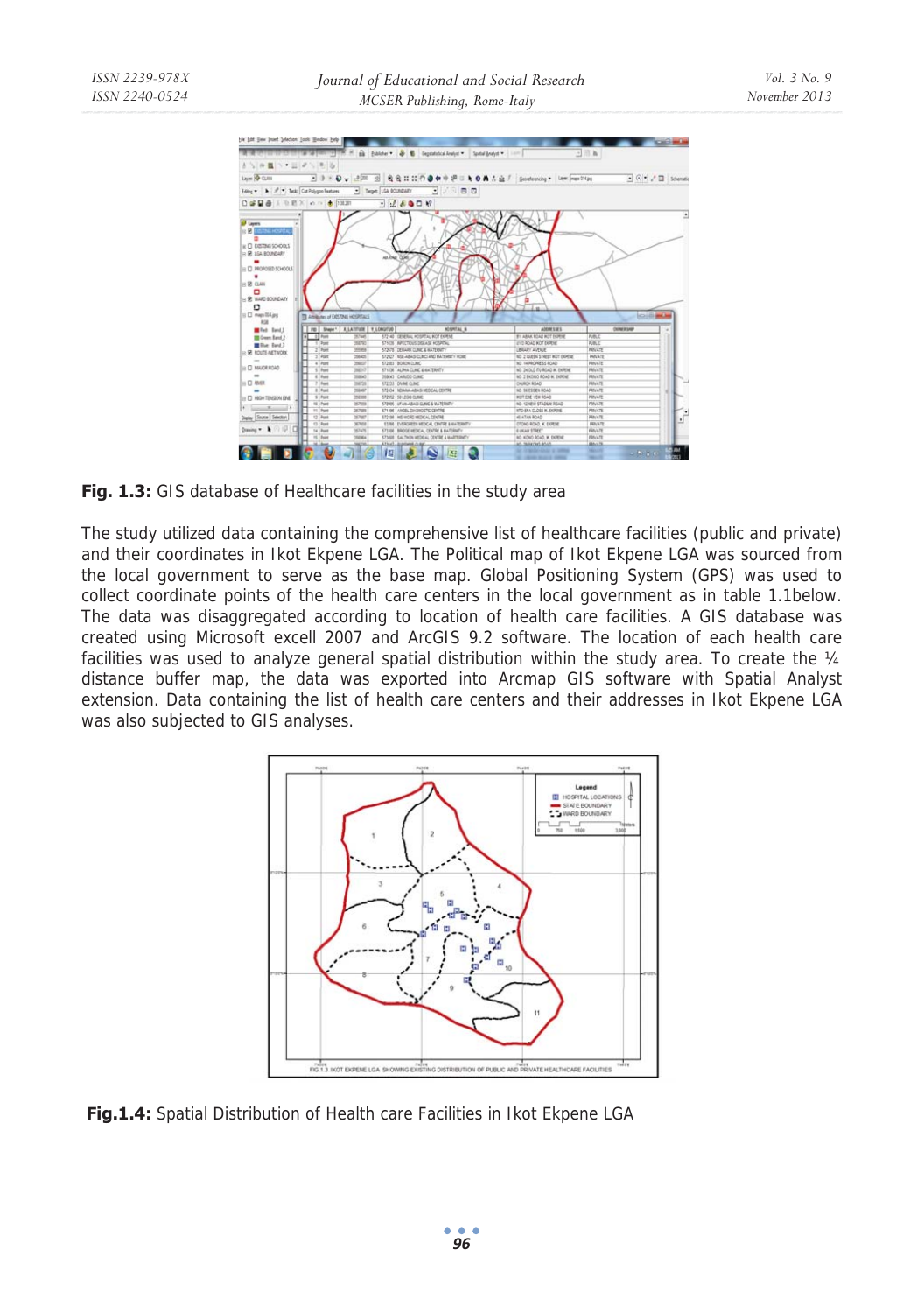**Fig. 1.3:** GIS database of Healthcare facilities in the study area

The study utilized data containing the comprehensive list of healthcare facilities (public and private) and their coordinates in Ikot Ekpene LGA. The Political map of Ikot Ekpene LGA was sourced from the local government to serve as the base map. Global Positioning System (GPS) was used to collect coordinate points of the health care centers in the local government as in table 1.1below. The data was disaggregated according to location of health care facilities. A GIS database was created using Microsoft excell 2007 and ArcGIS 9.2 software. The location of each health care facilities was used to analyze general spatial distribution within the study area. To create the ¼ distance buffer map, the data was exported into Arcmap GIS software with Spatial Analyst extension. Data containing the list of health care centers and their addresses in Ikot Ekpene LGA was also subjected to GIS analyses.

**Fig.1.4:** Spatial Distribution of Health care Facilities in Ikot Ekpene LGA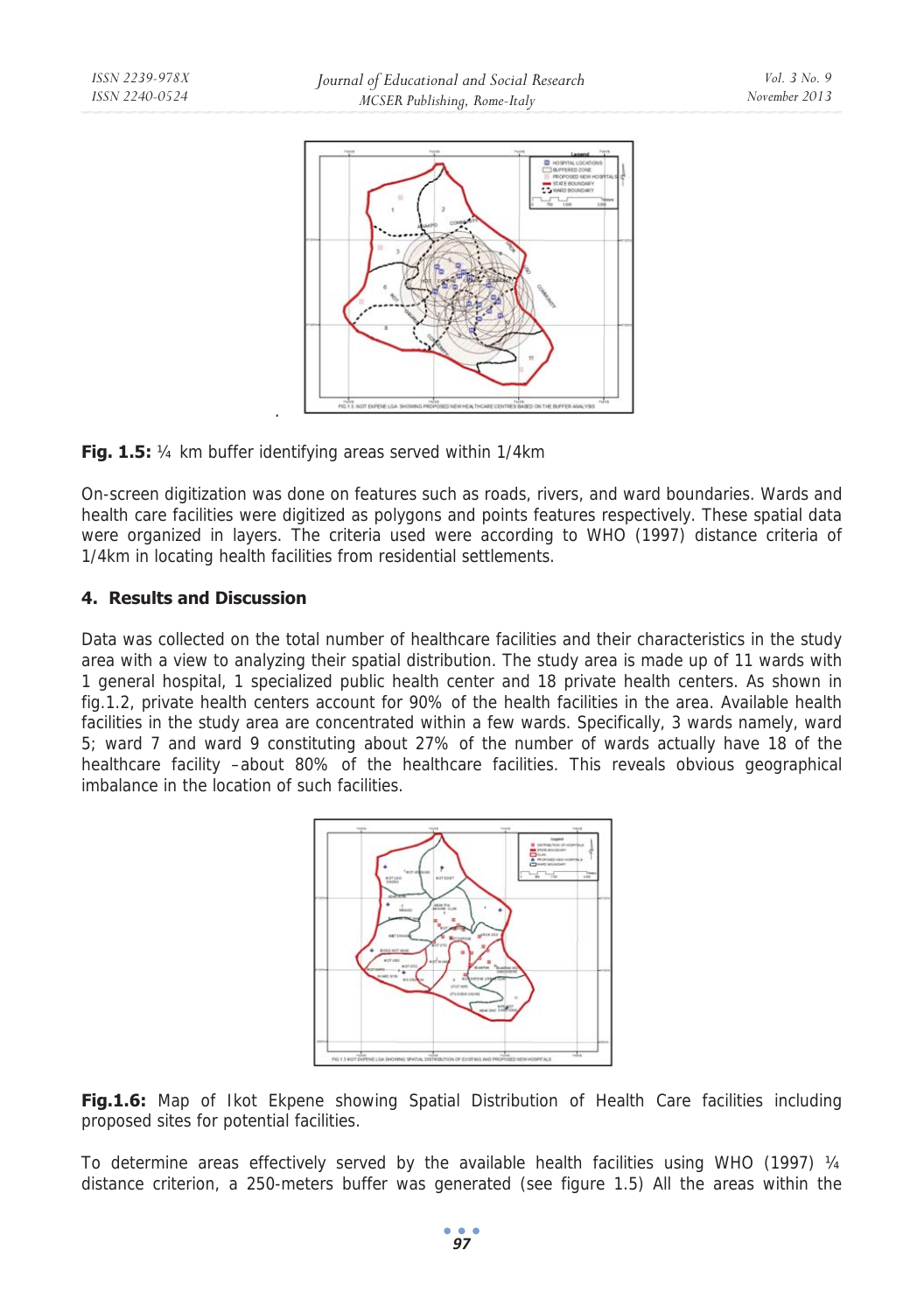**Fig. 1.5:** ¼ km buffer identifying areas served within 1/4km

On-screen digitization was done on features such as roads, rivers, and ward boundaries. Wards and health care facilities were digitized as polygons and points features respectively. These spatial data were organized in layers. The criteria used were according to WHO (1997) distance criteria of 1/4km in locating health facilities from residential settlements.

## 4. Results and Discussion

Data was collected on the total number of healthcare facilities and their characteristics in the study area with a view to analyzing their spatial distribution. The study area is made up of 11 wards with 1 general hospital, 1 specialized public health center and 18 private health centers. As shown in fig.1.2, private health centers account for 90% of the health facilities in the area. Available health facilities in the study area are concentrated within a few wards. Specifically, 3 wards namely, ward 5; ward 7 and ward 9 constituting about 27% of the number of wards actually have 18 of the healthcare facility –about 80% of the healthcare facilities. This reveals obvious geographical imbalance in the location of such facilities.

**Fig.1.6:** Map of Ikot Ekpene showing Spatial Distribution of Health Care facilities including proposed sites for potential facilities.

To determine areas effectively served by the available health facilities using WHO (1997) ¼ distance criterion, a 250-meters buffer was generated (see figure 1.5) All the areas within the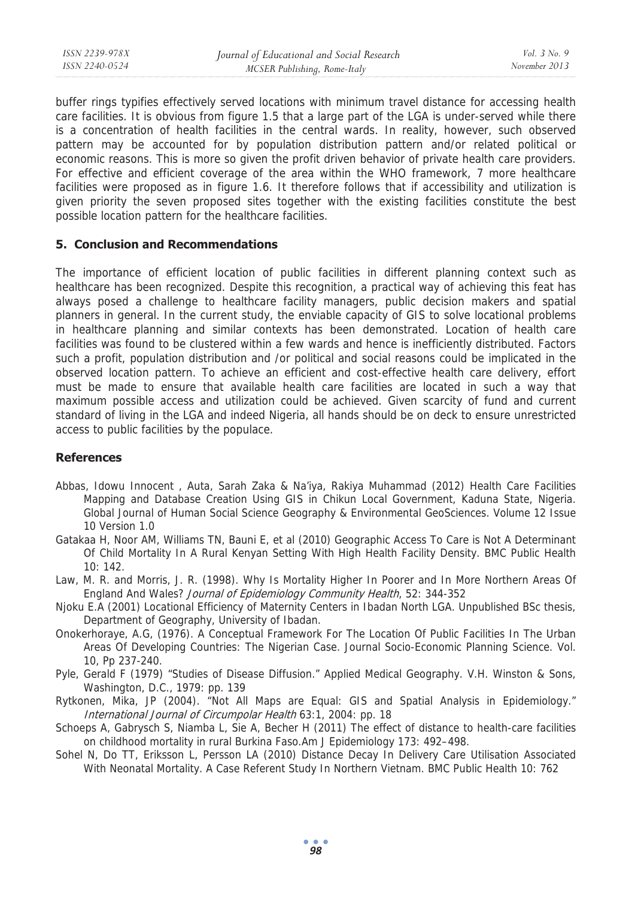buffer rings typifies effectively served locations with minimum travel distance for accessing health care facilities. It is obvious from figure 1.5 that a large part of the LGA is under-served while there is a concentration of health facilities in the central wards. In reality, however, such observed pattern may be accounted for by population distribution pattern and/or related political or economic reasons. This is more so given the profit driven behavior of private health care providers. For effective and efficient coverage of the area within the WHO framework, 7 more healthcare facilities were proposed as in figure 1.6. It therefore follows that if accessibility and utilization is given priority the seven proposed sites together with the existing facilities constitute the best possible location pattern for the healthcare facilities.

## 5. Conclusion and Recommendations

The importance of efficient location of public facilities in different planning context such as healthcare has been recognized. Despite this recognition, a practical way of achieving this feat has always posed a challenge to healthcare facility managers, public decision makers and spatial planners in general. In the current study, the enviable capacity of GIS to solve locational problems in healthcare planning and similar contexts has been demonstrated. Location of health care facilities was found to be clustered within a few wards and hence is inefficiently distributed. Factors such a profit, population distribution and /or political and social reasons could be implicated in the observed location pattern. To achieve an efficient and cost-effective health care delivery, effort must be made to ensure that available health care facilities are located in such a way that maximum possible access and utilization could be achieved. Given scarcity of fund and current standard of living in the LGA and indeed Nigeria, all hands should be on deck to ensure unrestricted access to public facilities by the populace.

## References

Abbas, Idowu Innocent , Auta, Sarah Zaka & Na'iya, Rakiya Muhammad (2012) Health Care Facilities Mapping and Database Creation Using GIS in Chikun Local Government, Kaduna State, Nigeria. Global Journal of Human Social Science Geography & Environmental GeoSciences. Volume 12 Issue 10 Version 1.0

Gatakaa H, Noor AM, Williams TN, Bauni E, et al (2010) Geographic Access To Care is Not A Determinant Of Child Mortality In A Rural Kenyan Setting With High Health Facility Density. BMC Public Health 10: 142.

Law, M. R. and Morris, J. R. (1998). Why Is Mortality Higher In Poorer and In More Northern Areas Of England And Wales? *Journal of Epidemiology Community Health*, 52: 344-352

Njoku E.A (2001) Locational Efficiency of Maternity Centers in Ibadan North LGA. Unpublished BSc thesis, Department of Geography, University of Ibadan.

Onokerhoraye, A.G, (1976). A Conceptual Framework For The Location Of Public Facilities In The Urban Areas Of Developing Countries: The Nigerian Case. Journal Socio-Economic Planning Science. Vol. 10, Pp 237-240.

Pyle, Gerald F (1979) "Studies of Disease Diffusion." Applied Medical Geography. V.H. Winston & Sons, Washington, D.C., 1979: pp. 139

Rytkonen, Mika, JP (2004). "Not All Maps are Equal: GIS and Spatial Analysis in Epidemiology." *International Journal of Circumpolar Health* 63:1, 2004: pp. 18

Schoeps A, Gabrysch S, Niamba L, Sie A, Becher H (2011) The effect of distance to health-care facilities on childhood mortality in rural Burkina Faso.Am J Epidemiology 173: 492–498.

Sohel N, Do TT, Eriksson L, Persson LA (2010) Distance Decay In Delivery Care Utilisation Associated With Neonatal Mortality. A Case Referent Study In Northern Vietnam. BMC Public Health 10: 762